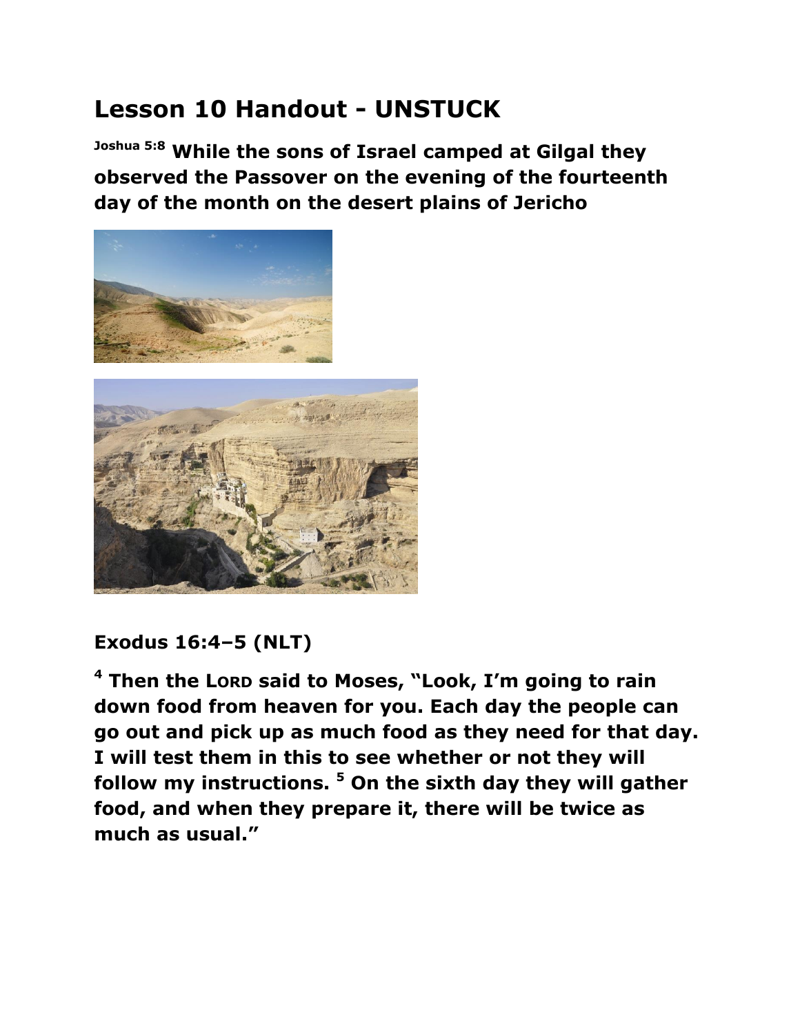# Lesson 10 Handout - UNSTUCK

**Joshua 5:8 While the sons of Israel camped at Gilgal they observed the Passover on the evening of the fourteenth day of the month on the desert plains of Jericho**

**Exodus 16:4–5 (NLT)**

**4 Then the LORD said to Moses, "Look, I'm going to rain down food from heaven for you. Each day the people can go out and pick up as much food as they need for that day. I will test them in this to see whether or not they will follow my instructions. 5 On the sixth day they will gather food, and when they prepare it, there will be twice as much as usual."**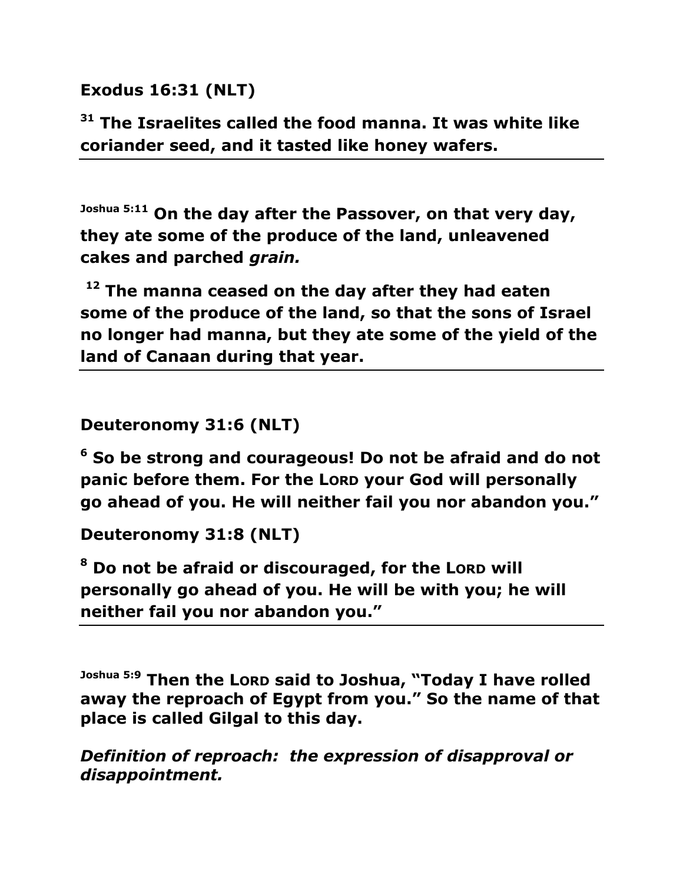**Exodus 16:31 (NLT)**

**[31] The Israelites called the food manna. It was white like coriander seed, and it tasted like honey wafers.**

---

**[Joshua 5:11] On the day after the Passover, on that very day, they ate some of the produce of the land, unleavened cakes and parched *grain.***

**[12] The manna ceased on the day after they had eaten some of the produce of the land, so that the sons of Israel no longer had manna, but they ate some of the yield of the land of Canaan during that year.**

---

**Deuteronomy 31:6 (NLT)**

**[6] So be strong and courageous! Do not be afraid and do not panic before them. For the LORD your God will personally go ahead of you. He will neither fail you nor abandon you."**

**Deuteronomy 31:8 (NLT)**

**[8] Do not be afraid or discouraged, for the LORD will personally go ahead of you. He will be with you; he will neither fail you nor abandon you."**

---

**[Joshua 5:9] Then the LORD said to Joshua, "Today I have rolled away the reproach of Egypt from you." So the name of that place is called Gilgal to this day.**

***Definition of reproach: the expression of disapproval or disappointment.***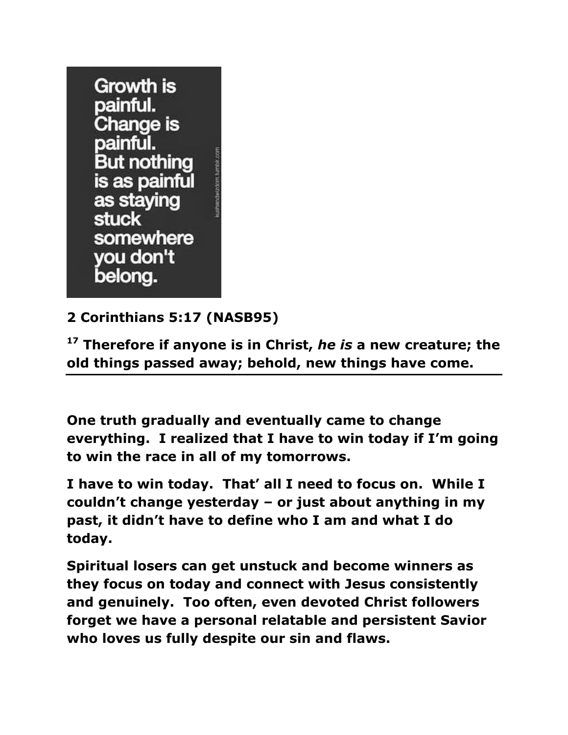Growth is painful. Change is painful. But nothing is as painful as staying stuck somewhere you don't belong.

**2 Corinthians 5:17 (NASB95)**

**17 Therefore if anyone is in Christ, *he is* a new creature; the old things passed away; behold, new things have come.**

---

**One truth gradually and eventually came to change everything. I realized that I have to win today if I’m going to win the race in all of my tomorrows.**

**I have to win today. That’ all I need to focus on. While I couldn’t change yesterday – or just about anything in my past, it didn’t have to define who I am and what I do today.**

**Spiritual losers can get unstuck and become winners as they focus on today and connect with Jesus consistently and genuinely. Too often, even devoted Christ followers forget we have a personal relatable and persistent Savior who loves us fully despite our sin and flaws.**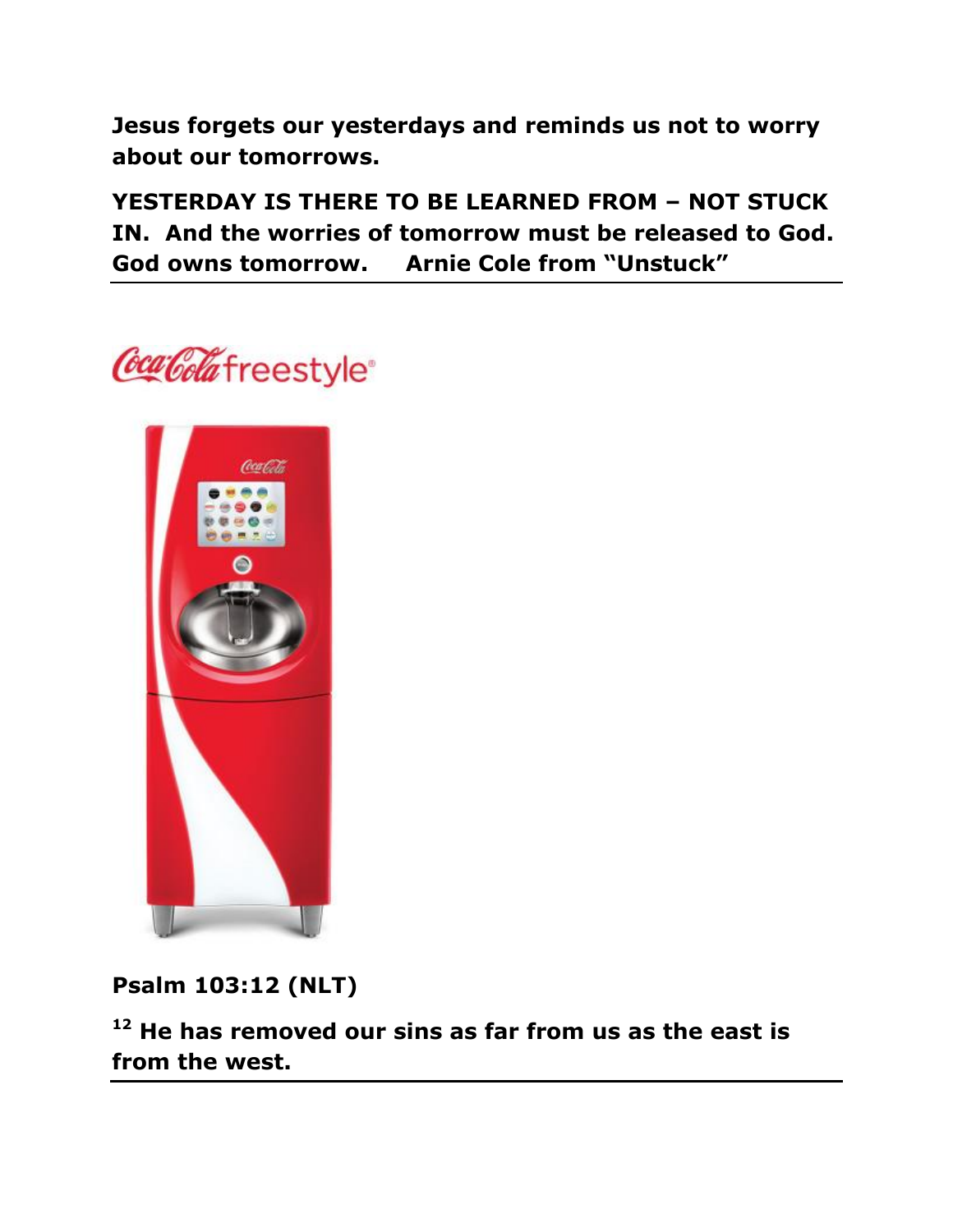**Jesus forgets our yesterdays and reminds us not to worry about our tomorrows.**

**YESTERDAY IS THERE TO BE LEARNED FROM – NOT STUCK IN. And the worries of tomorrow must be released to God. God owns tomorrow. Arnie Cole from "Unstuck"**

---

**Psalm 103:12 (NLT)**

**[12] He has removed our sins as far from us as the east is from the west.**

---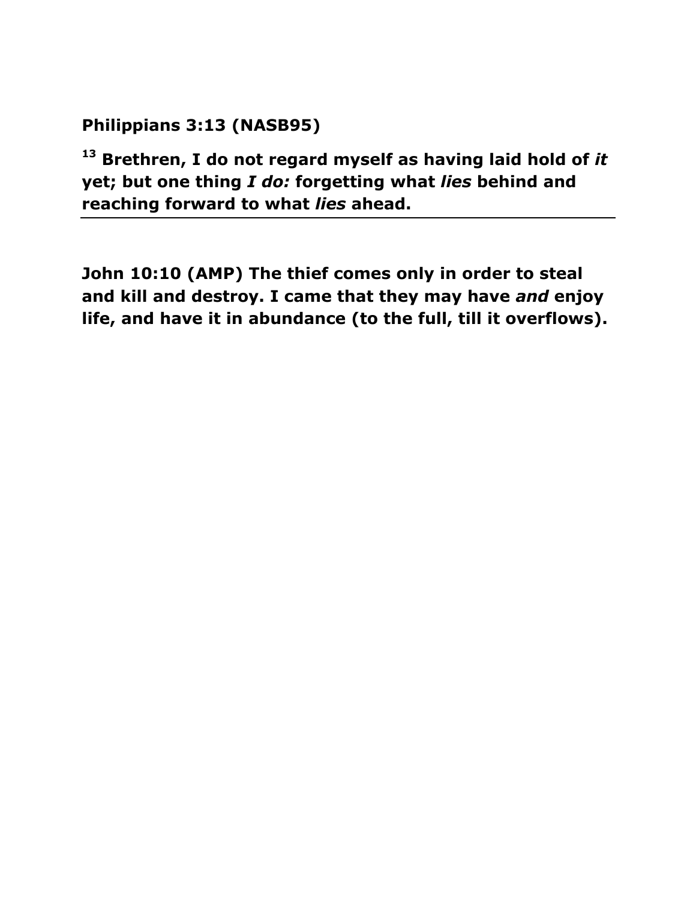**Philippians 3:13 (NASB95)**

**[13] Brethren, I do not regard myself as having laid hold of *it* yet; but one thing *I do:* forgetting what *lies* behind and reaching forward to what *lies* ahead.**

---

**John 10:10 (AMP) The thief comes only in order to steal and kill and destroy. I came that they may have *and* enjoy life, and have it in abundance (to the full, till it overflows).**